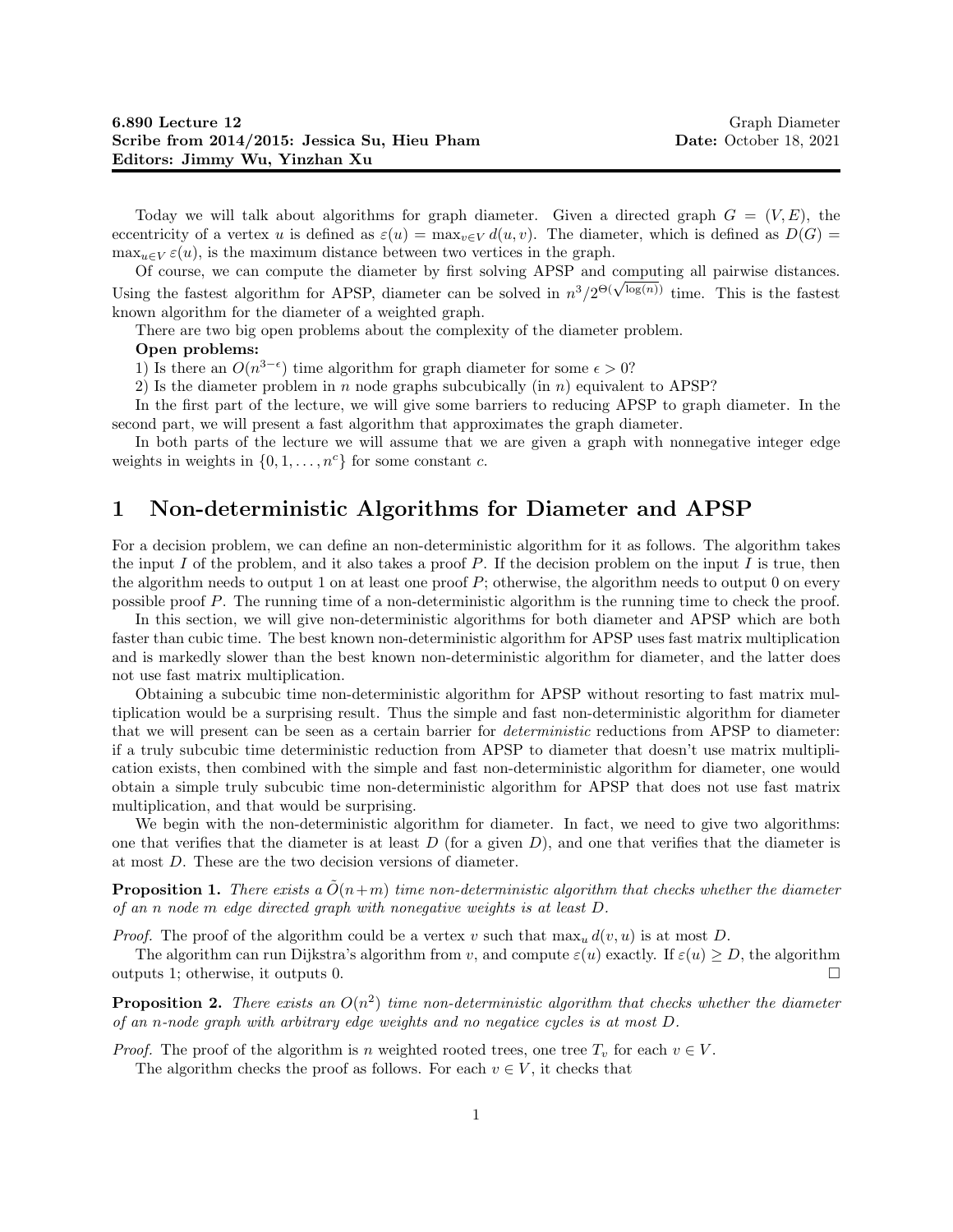**6.890 Lecture 12** Graph Diameter
**Scribe from 2014/2015: Jessica Su, Hieu Pham** **Date:** October 18, 2021
**Editors: Jimmy Wu, Yinzhan Xu**

Today we will talk about algorithms for graph diameter. Given a directed graph $G = (V, E)$, the eccentricity of a vertex $u$ is defined as $\varepsilon(u) = \max_{v \in V} d(u, v)$. The diameter, which is defined as $D(G) = \max_{u \in V} \varepsilon(u)$, is the maximum distance between two vertices in the graph.

Of course, we can compute the diameter by first solving APSP and computing all pairwise distances. Using the fastest algorithm for APSP, diameter can be solved in $n^3/2^{\Theta(\sqrt{\log(n)})}$ time. This is the fastest known algorithm for the diameter of a weighted graph.

There are two big open problems about the complexity of the diameter problem.

**Open problems:**

1) Is there an $O(n^{3-\epsilon})$ time algorithm for graph diameter for some $\epsilon > 0$?

2) Is the diameter problem in $n$ node graphs subcubically (in $n$) equivalent to APSP?

In the first part of the lecture, we will give some barriers to reducing APSP to graph diameter. In the second part, we will present a fast algorithm that approximates the graph diameter.

In both parts of the lecture we will assume that we are given a graph with nonnegative integer edge weights in weights in $\{0, 1, \ldots, n^c\}$ for some constant $c$.

# 1 Non-deterministic Algorithms for Diameter and APSP

For a decision problem, we can define an non-deterministic algorithm for it as follows. The algorithm takes the input $I$ of the problem, and it also takes a proof $P$. If the decision problem on the input $I$ is true, then the algorithm needs to output 1 on at least one proof $P$; otherwise, the algorithm needs to output 0 on every possible proof $P$. The running time of a non-deterministic algorithm is the running time to check the proof.

In this section, we will give non-deterministic algorithms for both diameter and APSP which are both faster than cubic time. The best known non-deterministic algorithm for APSP uses fast matrix multiplication and is markedly slower than the best known non-deterministic algorithm for diameter, and the latter does not use fast matrix multiplication.

Obtaining a subcubic time non-deterministic algorithm for APSP without resorting to fast matrix multiplication would be a surprising result. Thus the simple and fast non-deterministic algorithm for diameter that we will present can be seen as a certain barrier for *deterministic* reductions from APSP to diameter: if a truly subcubic time deterministic reduction from APSP to diameter that doesn't use matrix multiplication exists, then combined with the simple and fast non-deterministic algorithm for diameter, one would obtain a simple truly subcubic time non-deterministic algorithm for APSP that does not use fast matrix multiplication, and that would be surprising.

We begin with the non-deterministic algorithm for diameter. In fact, we need to give two algorithms: one that verifies that the diameter is at least $D$ (for a given $D$), and one that verifies that the diameter is at most $D$. These are the two decision versions of diameter.

**Proposition 1.** *There exists a $\tilde{O}(n+m)$ time non-deterministic algorithm that checks whether the diameter of an $n$ node $m$ edge directed graph with nonegative weights is at least $D$.*

*Proof.* The proof of the algorithm could be a vertex $v$ such that $\max_u d(v, u)$ is at most $D$.

The algorithm can run Dijkstra's algorithm from $v$, and compute $\varepsilon(u)$ exactly. If $\varepsilon(u) \geq D$, the algorithm outputs 1; otherwise, it outputs 0. $\square$

**Proposition 2.** *There exists an $O(n^2)$ time non-deterministic algorithm that checks whether the diameter of an $n$-node graph with arbitrary edge weights and no negatice cycles is at most $D$.*

*Proof.* The proof of the algorithm is $n$ weighted rooted trees, one tree $T_v$ for each $v \in V$.

The algorithm checks the proof as follows. For each $v \in V$, it checks that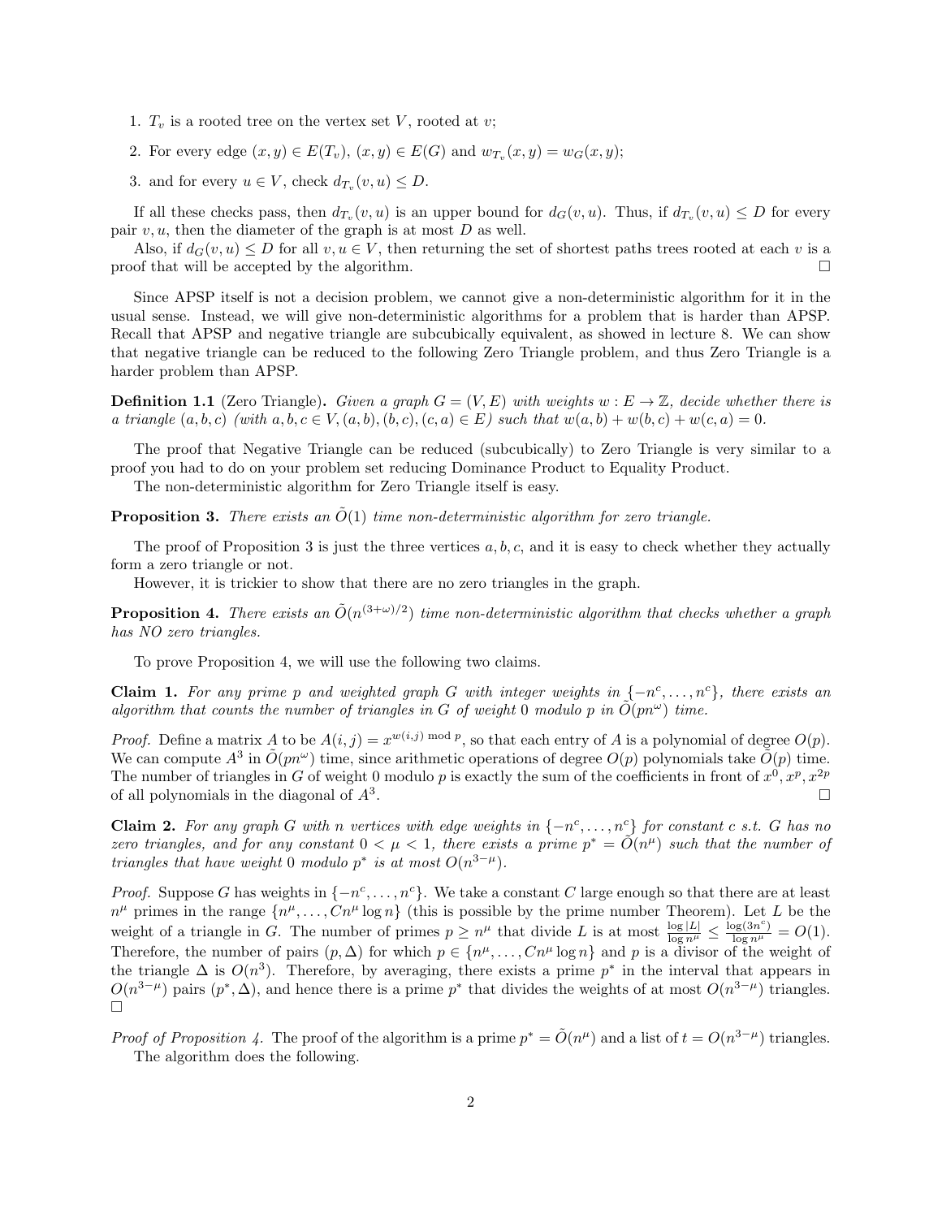1. $T_v$ is a rooted tree on the vertex set $V$, rooted at $v$;
2. For every edge $(x, y) \in E(T_v)$, $(x, y) \in E(G)$ and $w_{T_v}(x, y) = w_G(x, y)$;
3. and for every $u \in V$, check $d_{T_v}(v, u) \leq D$.

If all these checks pass, then $d_{T_v}(v, u)$ is an upper bound for $d_G(v, u)$. Thus, if $d_{T_v}(v, u) \leq D$ for every pair $v, u$, then the diameter of the graph is at most $D$ as well.

Also, if $d_G(v, u) \leq D$ for all $v, u \in V$, then returning the set of shortest paths trees rooted at each $v$ is a proof that will be accepted by the algorithm. □

Since APSP itself is not a decision problem, we cannot give a non-deterministic algorithm for it in the usual sense. Instead, we will give non-deterministic algorithms for a problem that is harder than APSP. Recall that APSP and negative triangle are subcubically equivalent, as showed in lecture 8. We can show that negative triangle can be reduced to the following Zero Triangle problem, and thus Zero Triangle is a harder problem than APSP.

**Definition 1.1** (Zero Triangle)**.** *Given a graph $G = (V, E)$ with weights $w : E \to \mathbb{Z}$, decide whether there is a triangle $(a, b, c)$ (with $a, b, c \in V, (a, b), (b, c), (c, a) \in E$) such that $w(a, b) + w(b, c) + w(c, a) = 0$.*

The proof that Negative Triangle can be reduced (subcubically) to Zero Triangle is very similar to a proof you had to do on your problem set reducing Dominance Product to Equality Product.

The non-deterministic algorithm for Zero Triangle itself is easy.

**Proposition 3.** *There exists an $\tilde{O}(1)$ time non-deterministic algorithm for zero triangle.*

The proof of Proposition 3 is just the three vertices $a, b, c$, and it is easy to check whether they actually form a zero triangle or not.

However, it is trickier to show that there are no zero triangles in the graph.

**Proposition 4.** *There exists an $\tilde{O}(n^{(3+\omega)/2})$ time non-deterministic algorithm that checks whether a graph has NO zero triangles.*

To prove Proposition 4, we will use the following two claims.

**Claim 1.** *For any prime $p$ and weighted graph $G$ with integer weights in $\{-n^c, \ldots, n^c\}$, there exists an algorithm that counts the number of triangles in $G$ of weight 0 modulo $p$ in $\tilde{O}(pn^{\omega})$ time.*

*Proof.* Define a matrix $A$ to be $A(i, j) = x^{w(i,j) \bmod p}$, so that each entry of $A$ is a polynomial of degree $O(p)$. We can compute $A^3$ in $\tilde{O}(pn^{\omega})$ time, since arithmetic operations of degree $O(p)$ polynomials take $\tilde{O}(p)$ time. The number of triangles in $G$ of weight 0 modulo $p$ is exactly the sum of the coefficients in front of $x^0, x^p, x^{2p}$ of all polynomials in the diagonal of $A^3$. □

**Claim 2.** *For any graph $G$ with $n$ vertices with edge weights in $\{-n^c, \ldots, n^c\}$ for constant $c$ s.t. $G$ has no zero triangles, and for any constant $0 < \mu < 1$, there exists a prime $p^* = \tilde{O}(n^{\mu})$ such that the number of triangles that have weight 0 modulo $p^*$ is at most $O(n^{3-\mu})$.*

*Proof.* Suppose $G$ has weights in $\{-n^c, \ldots, n^c\}$. We take a constant $C$ large enough so that there are at least $n^{\mu}$ primes in the range $\{n^{\mu}, \ldots, Cn^{\mu} \log n\}$ (this is possible by the prime number Theorem). Let $L$ be the weight of a triangle in $G$. The number of primes $p \geq n^{\mu}$ that divide $L$ is at most $\frac{\log |L|}{\log n^{\mu}} \leq \frac{\log(3n^c)}{\log n^{\mu}} = O(1)$. Therefore, the number of pairs $(p, \Delta)$ for which $p \in \{n^{\mu}, \ldots, Cn^{\mu} \log n\}$ and $p$ is a divisor of the weight of the triangle $\Delta$ is $O(n^3)$. Therefore, by averaging, there exists a prime $p^*$ in the interval that appears in $O(n^{3-\mu})$ pairs $(p^*, \Delta)$, and hence there is a prime $p^*$ that divides the weights of at most $O(n^{3-\mu})$ triangles. □

*Proof of Proposition 4.* The proof of the algorithm is a prime $p^* = \tilde{O}(n^{\mu})$ and a list of $t = O(n^{3-\mu})$ triangles.

The algorithm does the following.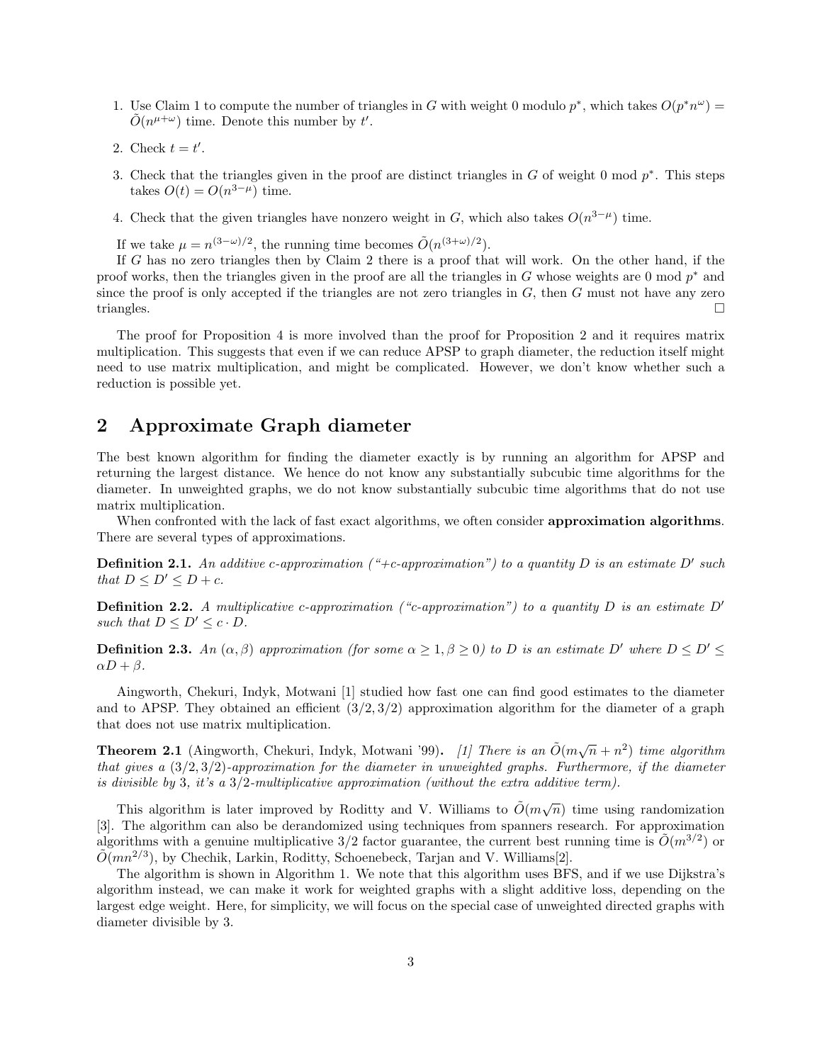1. Use Claim 1 to compute the number of triangles in $G$ with weight 0 modulo $p^*$, which takes $O(p^* n^\omega) = \tilde{O}(n^{\mu+\omega})$ time. Denote this number by $t'$.
2. Check $t = t'$.
3. Check that the triangles given in the proof are distinct triangles in $G$ of weight 0 mod $p^*$. This steps takes $O(t) = O(n^{3-\mu})$ time.
4. Check that the given triangles have nonzero weight in $G$, which also takes $O(n^{3-\mu})$ time.

If we take $\mu = n^{(3-\omega)/2}$, the running time becomes $\tilde{O}(n^{(3+\omega)/2})$.

If $G$ has no zero triangles then by Claim 2 there is a proof that will work. On the other hand, if the proof works, then the triangles given in the proof are all the triangles in $G$ whose weights are 0 mod $p^*$ and since the proof is only accepted if the triangles are not zero triangles in $G$, then $G$ must not have any zero triangles. □

The proof for Proposition 4 is more involved than the proof for Proposition 2 and it requires matrix multiplication. This suggests that even if we can reduce APSP to graph diameter, the reduction itself might need to use matrix multiplication, and might be complicated. However, we don't know whether such a reduction is possible yet.

## 2 Approximate Graph diameter

The best known algorithm for finding the diameter exactly is by running an algorithm for APSP and returning the largest distance. We hence do not know any substantially subcubic time algorithms for the diameter. In unweighted graphs, we do not know substantially subcubic time algorithms that do not use matrix multiplication.

When confronted with the lack of fast exact algorithms, we often consider **approximation algorithms**. There are several types of approximations.

**Definition 2.1.** *An additive c-approximation ("+c-approximation") to a quantity $D$ is an estimate $D'$ such that $D \le D' \le D + c$.*

**Definition 2.2.** *A multiplicative c-approximation ("c-approximation") to a quantity $D$ is an estimate $D'$ such that $D \le D' \le c \cdot D$.*

**Definition 2.3.** *An $(\alpha, \beta)$ approximation (for some $\alpha \ge 1, \beta \ge 0$) to $D$ is an estimate $D'$ where $D \le D' \le \alpha D + \beta$.*

Aingworth, Chekuri, Indyk, Motwani [1] studied how fast one can find good estimates to the diameter and to APSP. They obtained an efficient $(3/2, 3/2)$ approximation algorithm for the diameter of a graph that does not use matrix multiplication.

**Theorem 2.1** (Aingworth, Chekuri, Indyk, Motwani '99)**.** *[1] There is an $\tilde{O}(m\sqrt{n} + n^2)$ time algorithm that gives a $(3/2, 3/2)$-approximation for the diameter in unweighted graphs. Furthermore, if the diameter is divisible by 3, it's a 3/2-multiplicative approximation (without the extra additive term).*

This algorithm is later improved by Roditty and V. Williams to $\tilde{O}(m\sqrt{n})$ time using randomization [3]. The algorithm can also be derandomized using techniques from spanners research. For approximation algorithms with a genuine multiplicative 3/2 factor guarantee, the current best running time is $\tilde{O}(m^{3/2})$ or $\tilde{O}(mn^{2/3})$, by Chechik, Larkin, Roditty, Schoenebeck, Tarjan and V. Williams[2].

The algorithm is shown in Algorithm 1. We note that this algorithm uses BFS, and if we use Dijkstra's algorithm instead, we can make it work for weighted graphs with a slight additive loss, depending on the largest edge weight. Here, for simplicity, we will focus on the special case of unweighted directed graphs with diameter divisible by 3.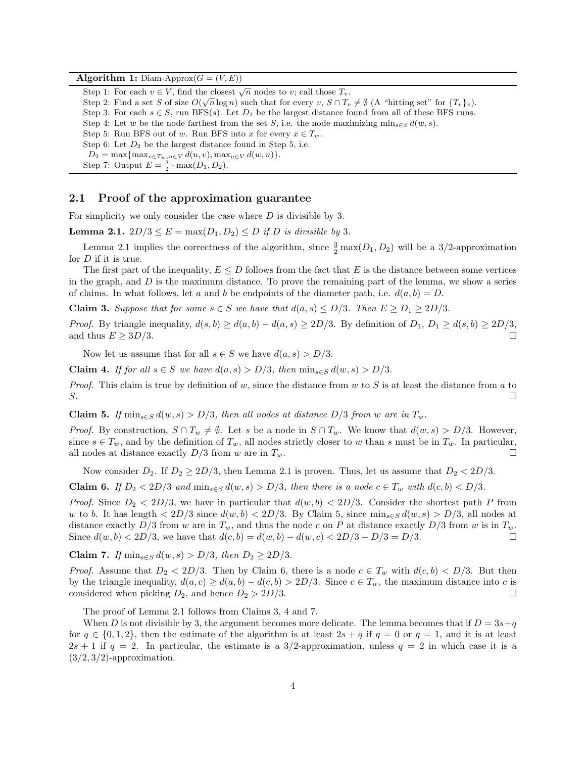**Algorithm 1:** Diam-Approx($G = (V, E)$)

Step 1: For each $v \in V$, find the closest $\sqrt{n}$ nodes to $v$; call those $T_v$.
Step 2: Find a set $S$ of size $O(\sqrt{n}\log n)$ such that for every $v$, $S \cap T_v \neq \emptyset$ (A "hitting set" for $\{T_v\}_v$).
Step 3: For each $s \in S$, run BFS($s$). Let $D_1$ be the largest distance found from all of these BFS runs.
Step 4: Let $w$ be the node farthest from the set $S$, i.e. the node maximizing $\min_{s \in S} d(w, s)$.
Step 5: Run BFS out of $w$. Run BFS into $x$ for every $x \in T_w$.
Step 6: Let $D_2$ be the largest distance found in Step 5, i.e.
$D_2 = \max\{\max_{v \in T_w, u \in V} d(u, v), \max_{u \in V} d(w, u)\}$.
Step 7: Output $E = \frac{3}{2} \cdot \max(D_1, D_2)$.

## 2.1 Proof of the approximation guarantee

For simplicity we only consider the case where $D$ is divisible by 3.

**Lemma 2.1.** *$2D/3 \leq E = \max(D_1, D_2) \leq D$ if $D$ is divisible by 3.*

Lemma 2.1 implies the correctness of the algorithm, since $\frac{3}{2}\max(D_1, D_2)$ will be a 3/2-approximation for $D$ if it is true.

The first part of the inequality, $E \leq D$ follows from the fact that $E$ is the distance between some vertices in the graph, and $D$ is the maximum distance. To prove the remaining part of the lemma, we show a series of claims. In what follows, let $a$ and $b$ be endpoints of the diameter path, i.e. $d(a, b) = D$.

**Claim 3.** *Suppose that for some $s \in S$ we have that $d(a, s) \leq D/3$. Then $E \geq D_1 \geq 2D/3$.*

*Proof.* By triangle inequality, $d(s, b) \geq d(a, b) - d(a, s) \geq 2D/3$. By definition of $D_1$, $D_1 \geq d(s, b) \geq 2D/3$, and thus $E \geq 3D/3$. □

Now let us assume that for all $s \in S$ we have $d(a, s) > D/3$.

**Claim 4.** *If for all $s \in S$ we have $d(a, s) > D/3$, then $\min_{s \in S} d(w, s) > D/3$.*

*Proof.* This claim is true by definition of $w$, since the distance from $w$ to $S$ is at least the distance from $a$ to $S$. □

**Claim 5.** *If $\min_{s \in S} d(w, s) > D/3$, then all nodes at distance $D/3$ from $w$ are in $T_w$.*

*Proof.* By construction, $S \cap T_w \neq \emptyset$. Let $s$ be a node in $S \cap T_w$. We know that $d(w, s) > D/3$. However, since $s \in T_w$, and by the definition of $T_w$, all nodes strictly closer to $w$ than $s$ must be in $T_w$. In particular, all nodes at distance exactly $D/3$ from $w$ are in $T_w$. □

Now consider $D_2$. If $D_2 \geq 2D/3$, then Lemma 2.1 is proven. Thus, let us assume that $D_2 < 2D/3$.

**Claim 6.** *If $D_2 < 2D/3$ and $\min_{s \in S} d(w, s) > D/3$, then there is a node $c \in T_w$ with $d(c, b) < D/3$.*

*Proof.* Since $D_2 < 2D/3$, we have in particular that $d(w, b) < 2D/3$. Consider the shortest path $P$ from $w$ to $b$. It has length $< 2D/3$ since $d(w, b) < 2D/3$. By Claim 5, since $\min_{s \in S} d(w, s) > D/3$, all nodes at distance exactly $D/3$ from $w$ are in $T_w$, and thus the node $c$ on $P$ at distance exactly $D/3$ from $w$ is in $T_w$. Since $d(w, b) < 2D/3$, we have that $d(c, b) = d(w, b) - d(w, c) < 2D/3 - D/3 = D/3$. □

**Claim 7.** *If $\min_{s \in S} d(w, s) > D/3$, then $D_2 \geq 2D/3$.*

*Proof.* Assume that $D_2 < 2D/3$. Then by Claim 6, there is a node $c \in T_w$ with $d(c, b) < D/3$. But then by the triangle inequality, $d(a, c) \geq d(a, b) - d(c, b) > 2D/3$. Since $c \in T_w$, the maximum distance into $c$ is considered when picking $D_2$, and hence $D_2 > 2D/3$. □

The proof of Lemma 2.1 follows from Claims 3, 4 and 7.

When $D$ is not divisible by 3, the argument becomes more delicate. The lemma becomes that if $D = 3s+q$ for $q \in \{0, 1, 2\}$, then the estimate of the algorithm is at least $2s + q$ if $q = 0$ or $q = 1$, and it is at least $2s + 1$ if $q = 2$. In particular, the estimate is a 3/2-approximation, unless $q = 2$ in which case it is a $(3/2, 3/2)$-approximation.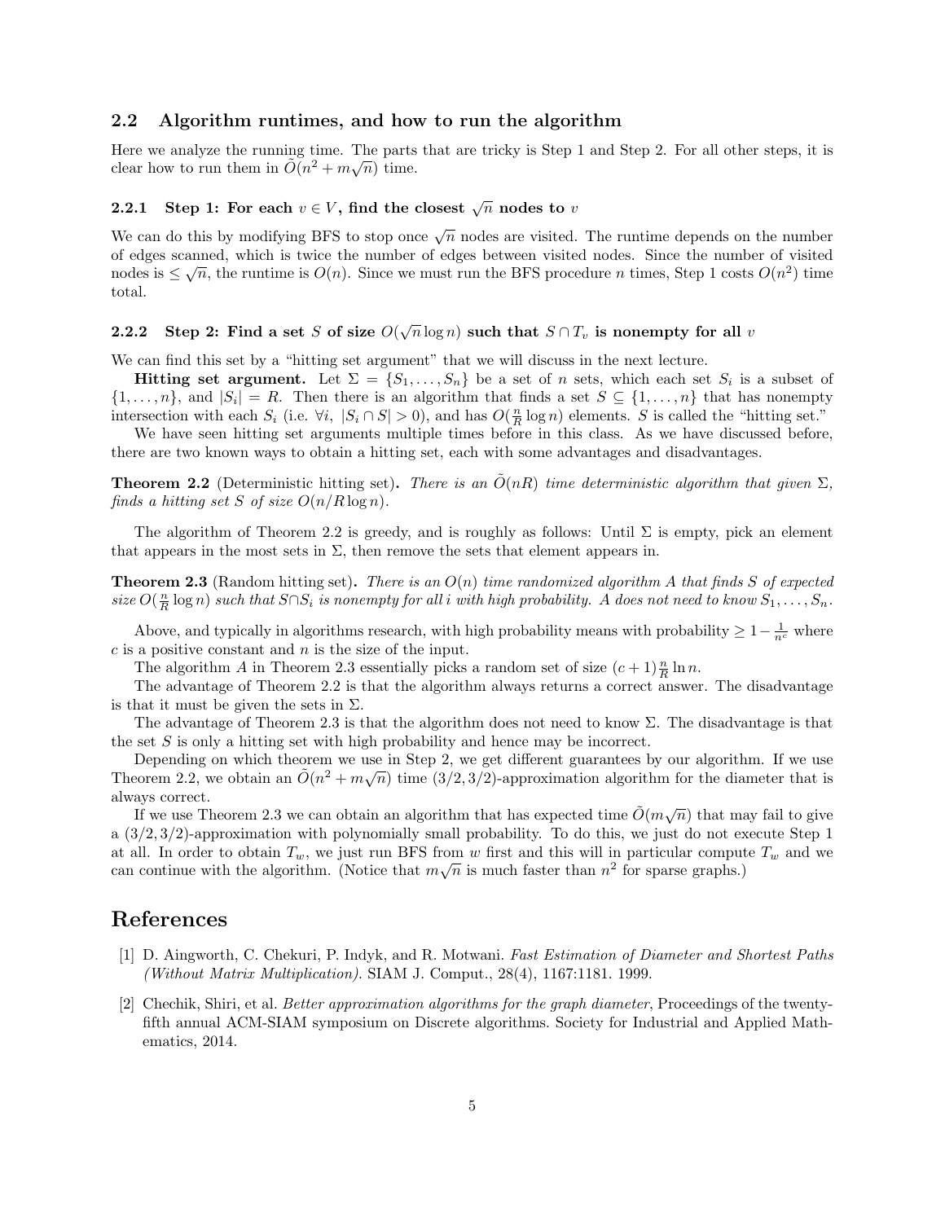## 2.2 Algorithm runtimes, and how to run the algorithm

Here we analyze the running time. The parts that are tricky is Step 1 and Step 2. For all other steps, it is clear how to run them in $\tilde{O}(n^2 + m\sqrt{n})$ time.

### 2.2.1 Step 1: For each $v \in V$, find the closest $\sqrt{n}$ nodes to $v$

We can do this by modifying BFS to stop once $\sqrt{n}$ nodes are visited. The runtime depends on the number of edges scanned, which is twice the number of edges between visited nodes. Since the number of visited nodes is $\leq \sqrt{n}$, the runtime is $O(n)$. Since we must run the BFS procedure $n$ times, Step 1 costs $O(n^2)$ time total.

### 2.2.2 Step 2: Find a set $S$ of size $O(\sqrt{n} \log n)$ such that $S \cap T_v$ is nonempty for all $v$

We can find this set by a "hitting set argument" that we will discuss in the next lecture.

**Hitting set argument.** Let $\Sigma = \{S_1, \ldots, S_n\}$ be a set of $n$ sets, which each set $S_i$ is a subset of $\{1, \ldots, n\}$, and $|S_i| = R$. Then there is an algorithm that finds a set $S \subseteq \{1, \ldots, n\}$ that has nonempty intersection with each $S_i$ (i.e. $\forall i,\ |S_i \cap S| > 0$), and has $O(\frac{n}{R} \log n)$ elements. $S$ is called the "hitting set."

We have seen hitting set arguments multiple times before in this class. As we have discussed before, there are two known ways to obtain a hitting set, each with some advantages and disadvantages.

**Theorem 2.2** (Deterministic hitting set)**.** *There is an $\tilde{O}(nR)$ time deterministic algorithm that given $\Sigma$, finds a hitting set $S$ of size $O(n/R \log n)$.*

The algorithm of Theorem 2.2 is greedy, and is roughly as follows: Until $\Sigma$ is empty, pick an element that appears in the most sets in $\Sigma$, then remove the sets that element appears in.

**Theorem 2.3** (Random hitting set)**.** *There is an $O(n)$ time randomized algorithm $A$ that finds $S$ of expected size $O(\frac{n}{R} \log n)$ such that $S \cap S_i$ is nonempty for all $i$ with high probability. $A$ does not need to know $S_1, \ldots, S_n$.*

Above, and typically in algorithms research, with high probability means with probability $\geq 1 - \frac{1}{n^c}$ where $c$ is a positive constant and $n$ is the size of the input.

The algorithm $A$ in Theorem 2.3 essentially picks a random set of size $(c+1)\frac{n}{R} \ln n$.

The advantage of Theorem 2.2 is that the algorithm always returns a correct answer. The disadvantage is that it must be given the sets in $\Sigma$.

The advantage of Theorem 2.3 is that the algorithm does not need to know $\Sigma$. The disadvantage is that the set $S$ is only a hitting set with high probability and hence may be incorrect.

Depending on which theorem we use in Step 2, we get different guarantees by our algorithm. If we use Theorem 2.2, we obtain an $\tilde{O}(n^2 + m\sqrt{n})$ time $(3/2, 3/2)$-approximation algorithm for the diameter that is always correct.

If we use Theorem 2.3 we can obtain an algorithm that has expected time $\tilde{O}(m\sqrt{n})$ that may fail to give a $(3/2, 3/2)$-approximation with polynomially small probability. To do this, we just do not execute Step 1 at all. In order to obtain $T_w$, we just run BFS from $w$ first and this will in particular compute $T_w$ and we can continue with the algorithm. (Notice that $m\sqrt{n}$ is much faster than $n^2$ for sparse graphs.)

# References

[1] D. Aingworth, C. Chekuri, P. Indyk, and R. Motwani. *Fast Estimation of Diameter and Shortest Paths (Without Matrix Multiplication).* SIAM J. Comput., 28(4), 1167:1181. 1999.

[2] Chechik, Shiri, et al. *Better approximation algorithms for the graph diameter*, Proceedings of the twenty-fifth annual ACM-SIAM symposium on Discrete algorithms. Society for Industrial and Applied Mathematics, 2014.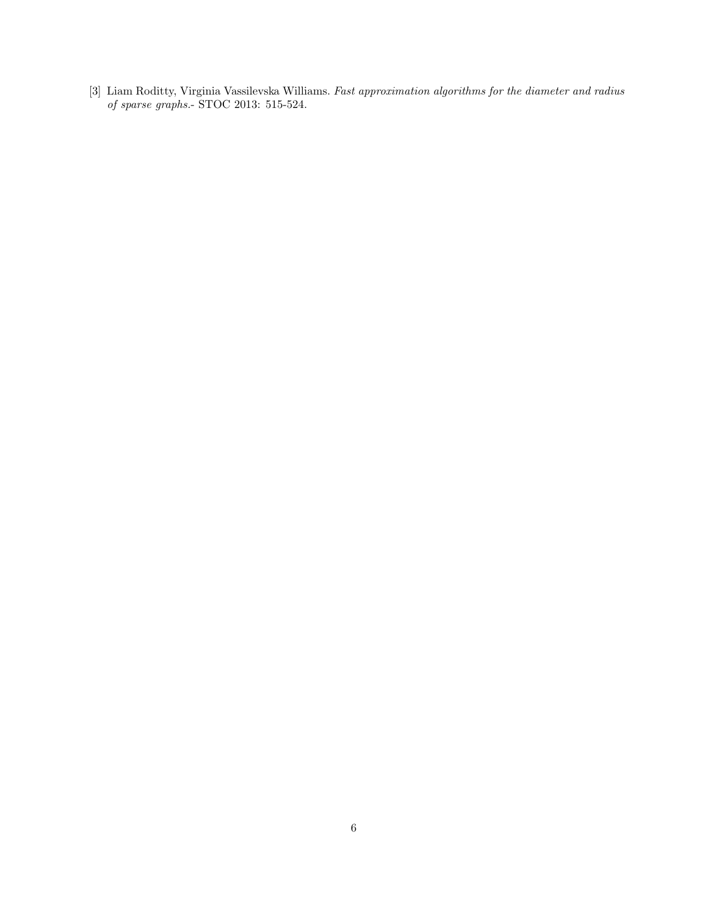[3] Liam Roditty, Virginia Vassilevska Williams. *Fast approximation algorithms for the diameter and radius of sparse graphs.*- STOC 2013: 515-524.